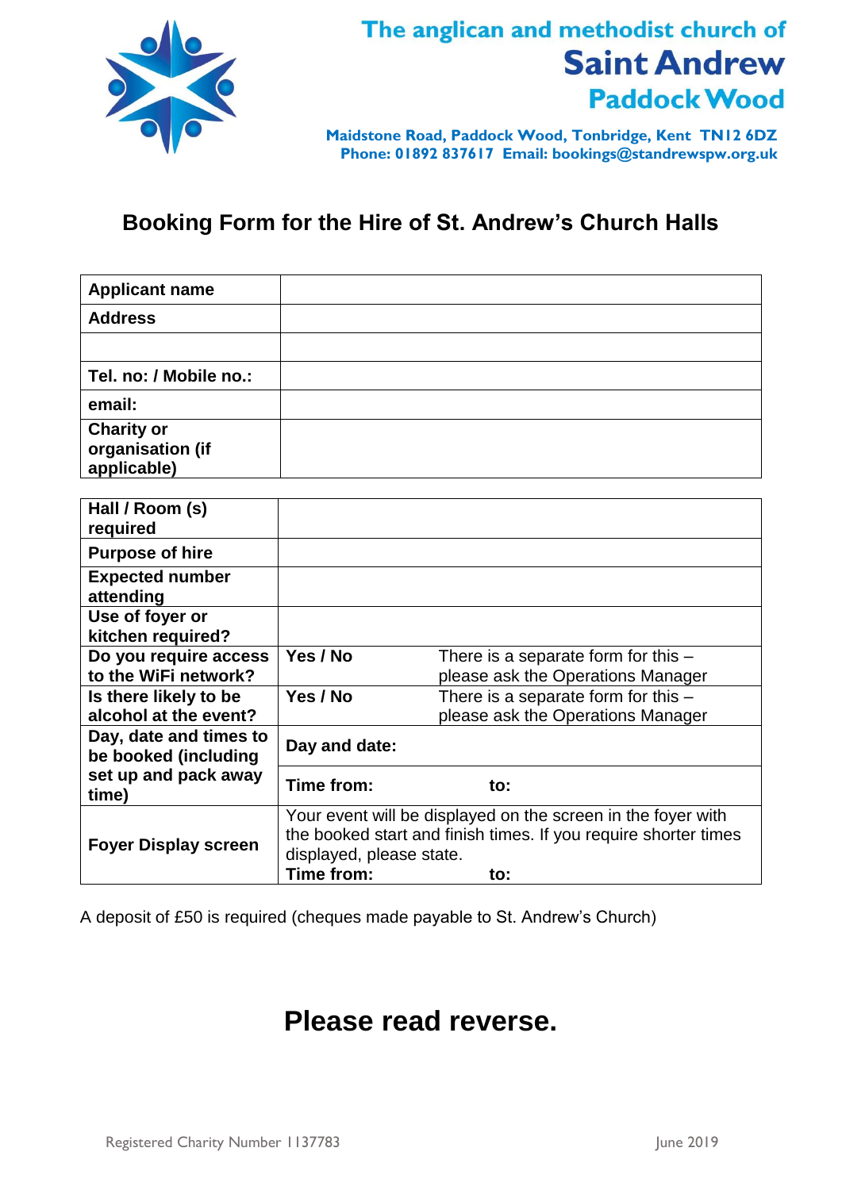The anglican and methodist church of
**Saint Andrew**
**Paddock Wood**

**Maidstone Road, Paddock Wood, Tonbridge, Kent TN12 6DZ**
**Phone: 01892 837617 Email: bookings@standrewspw.org.uk**

## Booking Form for the Hire of St. Andrew's Church Halls

| | |
|---|---|
| **Applicant name** | |
| **Address** | |
| | |
| **Tel. no: / Mobile no.:** | |
| **email:** | |
| **Charity or organisation (if applicable)** | |

| | | |
|---|---|---|
| **Hall / Room (s) required** | | |
| **Purpose of hire** | | |
| **Expected number attending** | | |
| **Use of foyer or kitchen required?** | | |
| **Do you require access to the WiFi network?** | **Yes / No** | There is a separate form for this – please ask the Operations Manager |
| **Is there likely to be alcohol at the event?** | **Yes / No** | There is a separate form for this – please ask the Operations Manager |
| **Day, date and times to be booked (including set up and pack away time)** | **Day and date:** | |
| | **Time from:** | **to:** |
| **Foyer Display screen** | Your event will be displayed on the screen in the foyer with the booked start and finish times. If you require shorter times displayed, please state. **Time from:** | **to:** |

A deposit of £50 is required (cheques made payable to St. Andrew's Church)

# Please read reverse.

Registered Charity Number 1137783

June 2019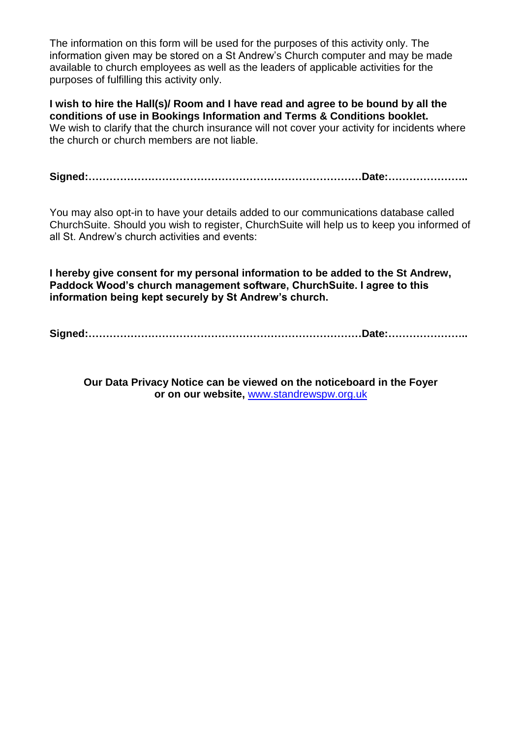The information on this form will be used for the purposes of this activity only. The information given may be stored on a St Andrew's Church computer and may be made available to church employees as well as the leaders of applicable activities for the purposes of fulfilling this activity only.

**I wish to hire the Hall(s)/ Room and I have read and agree to be bound by all the conditions of use in Bookings Information and Terms & Conditions booklet.**
We wish to clarify that the church insurance will not cover your activity for incidents where the church or church members are not liable.

**Signed:……………………………………………………………………Date:…………………..**

You may also opt-in to have your details added to our communications database called ChurchSuite. Should you wish to register, ChurchSuite will help us to keep you informed of all St. Andrew's church activities and events:

**I hereby give consent for my personal information to be added to the St Andrew, Paddock Wood's church management software, ChurchSuite. I agree to this information being kept securely by St Andrew's church.**

**Signed:……………………………………………………………………Date:…………………..**

**Our Data Privacy Notice can be viewed on the noticeboard in the Foyer or on our website,** [www.standrewspw.org.uk](http://www.standrewspw.org.uk)